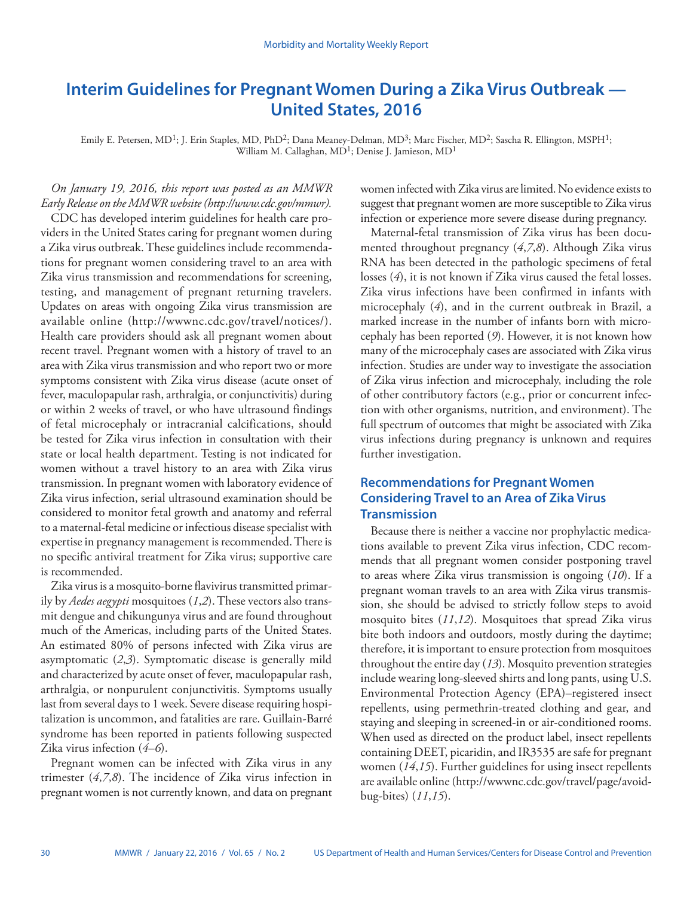# Interim Guidelines for Pregnant Women During a Zika Virus Outbreak — United States, 2016

Emily E. Petersen, MD[1]; J. Erin Staples, MD, PhD[2]; Dana Meaney-Delman, MD[3]; Marc Fischer, MD[2]; Sascha R. Ellington, MSPH[1]; William M. Callaghan, MD[1]; Denise J. Jamieson, MD[1]

*On January 19, 2016, this report was posted as an MMWR Early Release on the MMWR website (http://www.cdc.gov/mmwr).*

CDC has developed interim guidelines for health care providers in the United States caring for pregnant women during a Zika virus outbreak. These guidelines include recommendations for pregnant women considering travel to an area with Zika virus transmission and recommendations for screening, testing, and management of pregnant returning travelers. Updates on areas with ongoing Zika virus transmission are available online (http://wwwnc.cdc.gov/travel/notices/). Health care providers should ask all pregnant women about recent travel. Pregnant women with a history of travel to an area with Zika virus transmission and who report two or more symptoms consistent with Zika virus disease (acute onset of fever, maculopapular rash, arthralgia, or conjunctivitis) during or within 2 weeks of travel, or who have ultrasound findings of fetal microcephaly or intracranial calcifications, should be tested for Zika virus infection in consultation with their state or local health department. Testing is not indicated for women without a travel history to an area with Zika virus transmission. In pregnant women with laboratory evidence of Zika virus infection, serial ultrasound examination should be considered to monitor fetal growth and anatomy and referral to a maternal-fetal medicine or infectious disease specialist with expertise in pregnancy management is recommended. There is no specific antiviral treatment for Zika virus; supportive care is recommended.

Zika virus is a mosquito-borne flavivirus transmitted primarily by *Aedes aegypti* mosquitoes (*1*,*2*). These vectors also transmit dengue and chikungunya virus and are found throughout much of the Americas, including parts of the United States. An estimated 80% of persons infected with Zika virus are asymptomatic (*2*,*3*). Symptomatic disease is generally mild and characterized by acute onset of fever, maculopapular rash, arthralgia, or nonpurulent conjunctivitis. Symptoms usually last from several days to 1 week. Severe disease requiring hospitalization is uncommon, and fatalities are rare. Guillain-Barré syndrome has been reported in patients following suspected Zika virus infection (*4*–*6*).

Pregnant women can be infected with Zika virus in any trimester (*4*,*7*,*8*). The incidence of Zika virus infection in pregnant women is not currently known, and data on pregnant women infected with Zika virus are limited. No evidence exists to suggest that pregnant women are more susceptible to Zika virus infection or experience more severe disease during pregnancy.

Maternal-fetal transmission of Zika virus has been documented throughout pregnancy (*4*,*7*,*8*). Although Zika virus RNA has been detected in the pathologic specimens of fetal losses (*4*), it is not known if Zika virus caused the fetal losses. Zika virus infections have been confirmed in infants with microcephaly (*4*), and in the current outbreak in Brazil, a marked increase in the number of infants born with microcephaly has been reported (*9*). However, it is not known how many of the microcephaly cases are associated with Zika virus infection. Studies are under way to investigate the association of Zika virus infection and microcephaly, including the role of other contributory factors (e.g., prior or concurrent infection with other organisms, nutrition, and environment). The full spectrum of outcomes that might be associated with Zika virus infections during pregnancy is unknown and requires further investigation.

## Recommendations for Pregnant Women Considering Travel to an Area of Zika Virus Transmission

Because there is neither a vaccine nor prophylactic medications available to prevent Zika virus infection, CDC recommends that all pregnant women consider postponing travel to areas where Zika virus transmission is ongoing (*10*). If a pregnant woman travels to an area with Zika virus transmission, she should be advised to strictly follow steps to avoid mosquito bites (*11*,*12*). Mosquitoes that spread Zika virus bite both indoors and outdoors, mostly during the daytime; therefore, it is important to ensure protection from mosquitoes throughout the entire day (*13*). Mosquito prevention strategies include wearing long-sleeved shirts and long pants, using U.S. Environmental Protection Agency (EPA)–registered insect repellents, using permethrin-treated clothing and gear, and staying and sleeping in screened-in or air-conditioned rooms. When used as directed on the product label, insect repellents containing DEET, picaridin, and IR3535 are safe for pregnant women (*14*,*15*). Further guidelines for using insect repellents are available online (http://wwwnc.cdc.gov/travel/page/avoid-bug-bites) (*11*,*15*).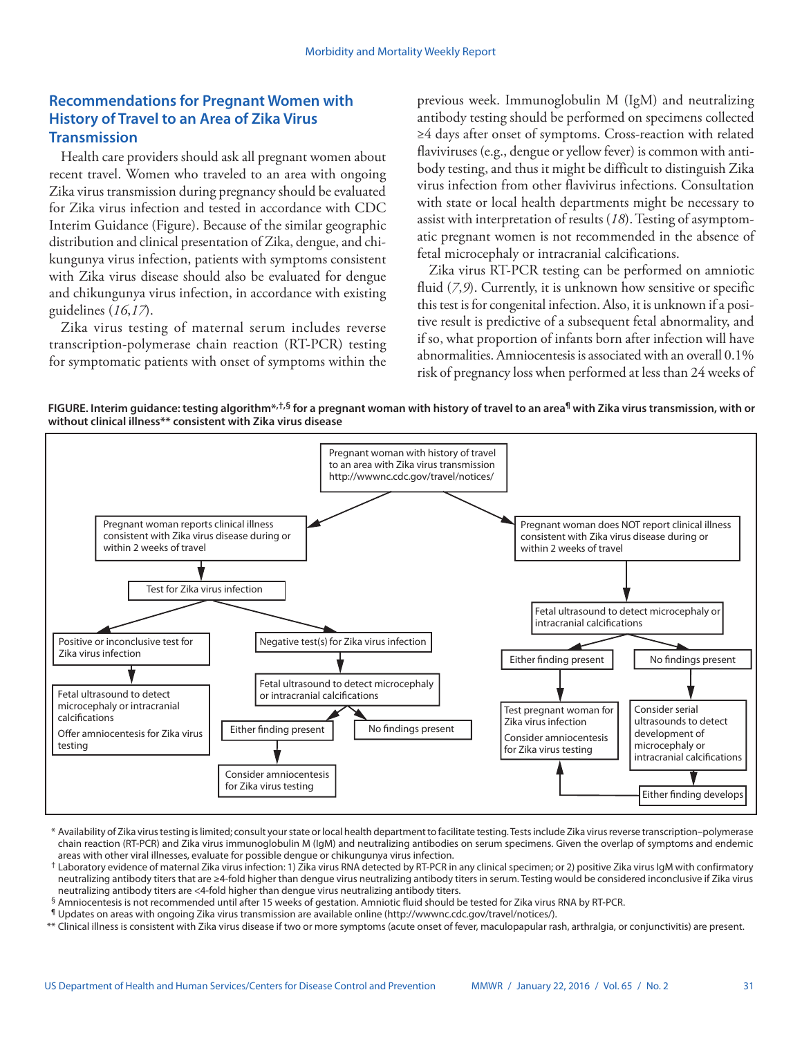## Recommendations for Pregnant Women with History of Travel to an Area of Zika Virus Transmission

Health care providers should ask all pregnant women about recent travel. Women who traveled to an area with ongoing Zika virus transmission during pregnancy should be evaluated for Zika virus infection and tested in accordance with CDC Interim Guidance (Figure). Because of the similar geographic distribution and clinical presentation of Zika, dengue, and chikungunya virus infection, patients with symptoms consistent with Zika virus disease should also be evaluated for dengue and chikungunya virus infection, in accordance with existing guidelines (*16*,*17*).

Zika virus testing of maternal serum includes reverse transcription-polymerase chain reaction (RT-PCR) testing for symptomatic patients with onset of symptoms within the previous week. Immunoglobulin M (IgM) and neutralizing antibody testing should be performed on specimens collected ≥4 days after onset of symptoms. Cross-reaction with related flaviviruses (e.g., dengue or yellow fever) is common with antibody testing, and thus it might be difficult to distinguish Zika virus infection from other flavivirus infections. Consultation with state or local health departments might be necessary to assist with interpretation of results (*18*). Testing of asymptomatic pregnant women is not recommended in the absence of fetal microcephaly or intracranial calcifications.

Zika virus RT-PCR testing can be performed on amniotic fluid (*7*,*9*). Currently, it is unknown how sensitive or specific this test is for congenital infection. Also, it is unknown if a positive result is predictive of a subsequent fetal abnormality, and if so, what proportion of infants born after infection will have abnormalities. Amniocentesis is associated with an overall 0.1% risk of pregnancy loss when performed at less than 24 weeks of

**FIGURE. Interim guidance: testing algorithm*,†,§ for a pregnant woman with history of travel to an area¶ with Zika virus transmission, with or without clinical illness** consistent with Zika virus disease**

- Pregnant woman with history of travel to an area with Zika virus transmission http://wwwnc.cdc.gov/travel/notices/
  - Pregnant woman reports clinical illness consistent with Zika virus disease during or within 2 weeks of travel
    - Test for Zika virus infection
      - Positive or inconclusive test for Zika virus infection
        - Fetal ultrasound to detect microcephaly or intracranial calcifications
          Offer amniocentesis for Zika virus testing
      - Negative test(s) for Zika virus infection
        - Fetal ultrasound to detect microcephaly or intracranial calcifications
          - Either finding present
            - Consider amniocentesis for Zika virus testing
          - No findings present
  - Pregnant woman does NOT report clinical illness consistent with Zika virus disease during or within 2 weeks of travel
    - Fetal ultrasound to detect microcephaly or intracranial calcifications
      - Either finding present
        - Test pregnant woman for Zika virus infection
          Consider amniocentesis for Zika virus testing
      - No findings present
        - Consider serial ultrasounds to detect development of microcephaly or intracranial calcifications
          - Either finding develops → Test pregnant woman for Zika virus infection; Consider amniocentesis for Zika virus testing

\* Availability of Zika virus testing is limited; consult your state or local health department to facilitate testing. Tests include Zika virus reverse transcription–polymerase chain reaction (RT-PCR) and Zika virus immunoglobulin M (IgM) and neutralizing antibodies on serum specimens. Given the overlap of symptoms and endemic areas with other viral illnesses, evaluate for possible dengue or chikungunya virus infection.

† Laboratory evidence of maternal Zika virus infection: 1) Zika virus RNA detected by RT-PCR in any clinical specimen; or 2) positive Zika virus IgM with confirmatory neutralizing antibody titers that are ≥4-fold higher than dengue virus neutralizing antibody titers in serum. Testing would be considered inconclusive if Zika virus neutralizing antibody titers are <4-fold higher than dengue virus neutralizing antibody titers.

§ Amniocentesis is not recommended until after 15 weeks of gestation. Amniotic fluid should be tested for Zika virus RNA by RT-PCR.

¶ Updates on areas with ongoing Zika virus transmission are available online (http://wwwnc.cdc.gov/travel/notices/).

** Clinical illness is consistent with Zika virus disease if two or more symptoms (acute onset of fever, maculopapular rash, arthralgia, or conjunctivitis) are present.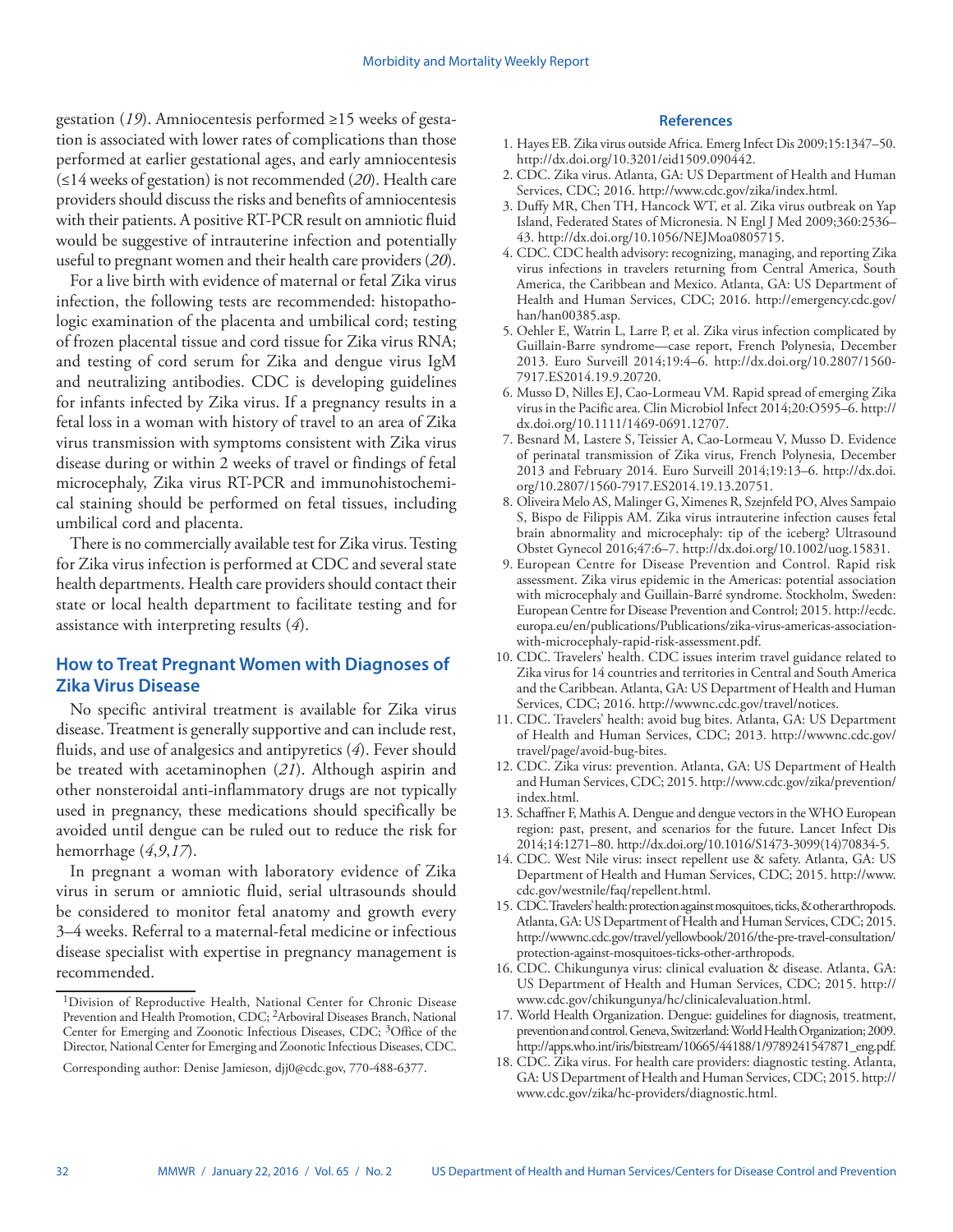gestation (*19*). Amniocentesis performed ≥15 weeks of gestation is associated with lower rates of complications than those performed at earlier gestational ages, and early amniocentesis (≤14 weeks of gestation) is not recommended (*20*). Health care providers should discuss the risks and benefits of amniocentesis with their patients. A positive RT-PCR result on amniotic fluid would be suggestive of intrauterine infection and potentially useful to pregnant women and their health care providers (*20*).

For a live birth with evidence of maternal or fetal Zika virus infection, the following tests are recommended: histopathologic examination of the placenta and umbilical cord; testing of frozen placental tissue and cord tissue for Zika virus RNA; and testing of cord serum for Zika and dengue virus IgM and neutralizing antibodies. CDC is developing guidelines for infants infected by Zika virus. If a pregnancy results in a fetal loss in a woman with history of travel to an area of Zika virus transmission with symptoms consistent with Zika virus disease during or within 2 weeks of travel or findings of fetal microcephaly, Zika virus RT-PCR and immunohistochemical staining should be performed on fetal tissues, including umbilical cord and placenta.

There is no commercially available test for Zika virus. Testing for Zika virus infection is performed at CDC and several state health departments. Health care providers should contact their state or local health department to facilitate testing and for assistance with interpreting results (*4*).

## How to Treat Pregnant Women with Diagnoses of Zika Virus Disease

No specific antiviral treatment is available for Zika virus disease. Treatment is generally supportive and can include rest, fluids, and use of analgesics and antipyretics (*4*). Fever should be treated with acetaminophen (*21*). Although aspirin and other nonsteroidal anti-inflammatory drugs are not typically used in pregnancy, these medications should specifically be avoided until dengue can be ruled out to reduce the risk for hemorrhage (*4*,*9*,*17*).

In pregnant a woman with laboratory evidence of Zika virus in serum or amniotic fluid, serial ultrasounds should be considered to monitor fetal anatomy and growth every 3–4 weeks. Referral to a maternal-fetal medicine or infectious disease specialist with expertise in pregnancy management is recommended.

---

[1]Division of Reproductive Health, National Center for Chronic Disease Prevention and Health Promotion, CDC; [2]Arboviral Diseases Branch, National Center for Emerging and Zoonotic Infectious Diseases, CDC; [3]Office of the Director, National Center for Emerging and Zoonotic Infectious Diseases, CDC.

Corresponding author: Denise Jamieson, djj0@cdc.gov, 770-488-6377.

## References

1. Hayes EB. Zika virus outside Africa. Emerg Infect Dis 2009;15:1347–50. http://dx.doi.org/10.3201/eid1509.090442.
2. CDC. Zika virus. Atlanta, GA: US Department of Health and Human Services, CDC; 2016. http://www.cdc.gov/zika/index.html.
3. Duffy MR, Chen TH, Hancock WT, et al. Zika virus outbreak on Yap Island, Federated States of Micronesia. N Engl J Med 2009;360:2536–43. http://dx.doi.org/10.1056/NEJMoa0805715.
4. CDC. CDC health advisory: recognizing, managing, and reporting Zika virus infections in travelers returning from Central America, South America, the Caribbean and Mexico. Atlanta, GA: US Department of Health and Human Services, CDC; 2016. http://emergency.cdc.gov/han/han00385.asp.
5. Oehler E, Watrin L, Larre P, et al. Zika virus infection complicated by Guillain-Barre syndrome—case report, French Polynesia, December 2013. Euro Surveill 2014;19:4–6. http://dx.doi.org/10.2807/1560-7917.ES2014.19.9.20720.
6. Musso D, Nilles EJ, Cao-Lormeau VM. Rapid spread of emerging Zika virus in the Pacific area. Clin Microbiol Infect 2014;20:O595–6. http://dx.doi.org/10.1111/1469-0691.12707.
7. Besnard M, Lastere S, Teissier A, Cao-Lormeau V, Musso D. Evidence of perinatal transmission of Zika virus, French Polynesia, December 2013 and February 2014. Euro Surveill 2014;19:13–6. http://dx.doi.org/10.2807/1560-7917.ES2014.19.13.20751.
8. Oliveira Melo AS, Malinger G, Ximenes R, Szejnfeld PO, Alves Sampaio S, Bispo de Filippis AM. Zika virus intrauterine infection causes fetal brain abnormality and microcephaly: tip of the iceberg? Ultrasound Obstet Gynecol 2016;47:6–7. http://dx.doi.org/10.1002/uog.15831.
9. European Centre for Disease Prevention and Control. Rapid risk assessment. Zika virus epidemic in the Americas: potential association with microcephaly and Guillain-Barré syndrome. Stockholm, Sweden: European Centre for Disease Prevention and Control; 2015. http://ecdc.europa.eu/en/publications/Publications/zika-virus-americas-association-with-microcephaly-rapid-risk-assessment.pdf.
10. CDC. Travelers' health. CDC issues interim travel guidance related to Zika virus for 14 countries and territories in Central and South America and the Caribbean. Atlanta, GA: US Department of Health and Human Services, CDC; 2016. http://wwwnc.cdc.gov/travel/notices.
11. CDC. Travelers' health: avoid bug bites. Atlanta, GA: US Department of Health and Human Services, CDC; 2013. http://wwwnc.cdc.gov/travel/page/avoid-bug-bites.
12. CDC. Zika virus: prevention. Atlanta, GA: US Department of Health and Human Services, CDC; 2015. http://www.cdc.gov/zika/prevention/index.html.
13. Schaffner F, Mathis A. Dengue and dengue vectors in the WHO European region: past, present, and scenarios for the future. Lancet Infect Dis 2014;14:1271–80. http://dx.doi.org/10.1016/S1473-3099(14)70834-5.
14. CDC. West Nile virus: insect repellent use & safety. Atlanta, GA: US Department of Health and Human Services, CDC; 2015. http://www.cdc.gov/westnile/faq/repellent.html.
15. CDC. Travelers' health: protection against mosquitoes, ticks, & other arthropods. Atlanta, GA: US Department of Health and Human Services, CDC; 2015. http://wwwnc.cdc.gov/travel/yellowbook/2016/the-pre-travel-consultation/protection-against-mosquitoes-ticks-other-arthropods.
16. CDC. Chikungunya virus: clinical evaluation & disease. Atlanta, GA: US Department of Health and Human Services, CDC; 2015. http://www.cdc.gov/chikungunya/hc/clinicalevaluation.html.
17. World Health Organization. Dengue: guidelines for diagnosis, treatment, prevention and control. Geneva, Switzerland: World Health Organization; 2009. http://apps.who.int/iris/bitstream/10665/44188/1/9789241547871_eng.pdf.
18. CDC. Zika virus. For health care providers: diagnostic testing. Atlanta, GA: US Department of Health and Human Services, CDC; 2015. http://www.cdc.gov/zika/hc-providers/diagnostic.html.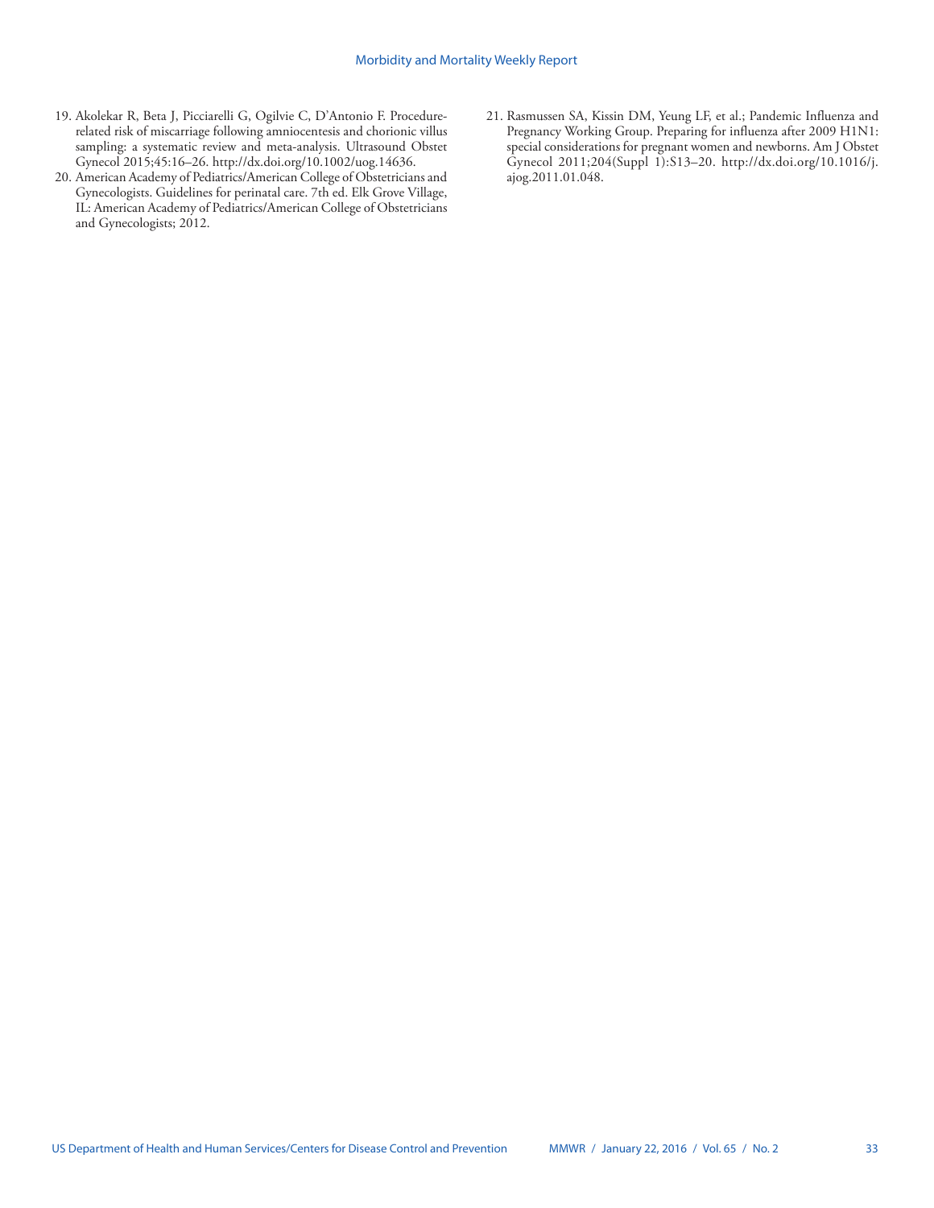19. Akolekar R, Beta J, Picciarelli G, Ogilvie C, D'Antonio F. Procedure-related risk of miscarriage following amniocentesis and chorionic villus sampling: a systematic review and meta-analysis. Ultrasound Obstet Gynecol 2015;45:16–26. http://dx.doi.org/10.1002/uog.14636.
20. American Academy of Pediatrics/American College of Obstetricians and Gynecologists. Guidelines for perinatal care. 7th ed. Elk Grove Village, IL: American Academy of Pediatrics/American College of Obstetricians and Gynecologists; 2012.
21. Rasmussen SA, Kissin DM, Yeung LF, et al.; Pandemic Influenza and Pregnancy Working Group. Preparing for influenza after 2009 H1N1: special considerations for pregnant women and newborns. Am J Obstet Gynecol 2011;204(Suppl 1):S13–20. http://dx.doi.org/10.1016/j.ajog.2011.01.048.